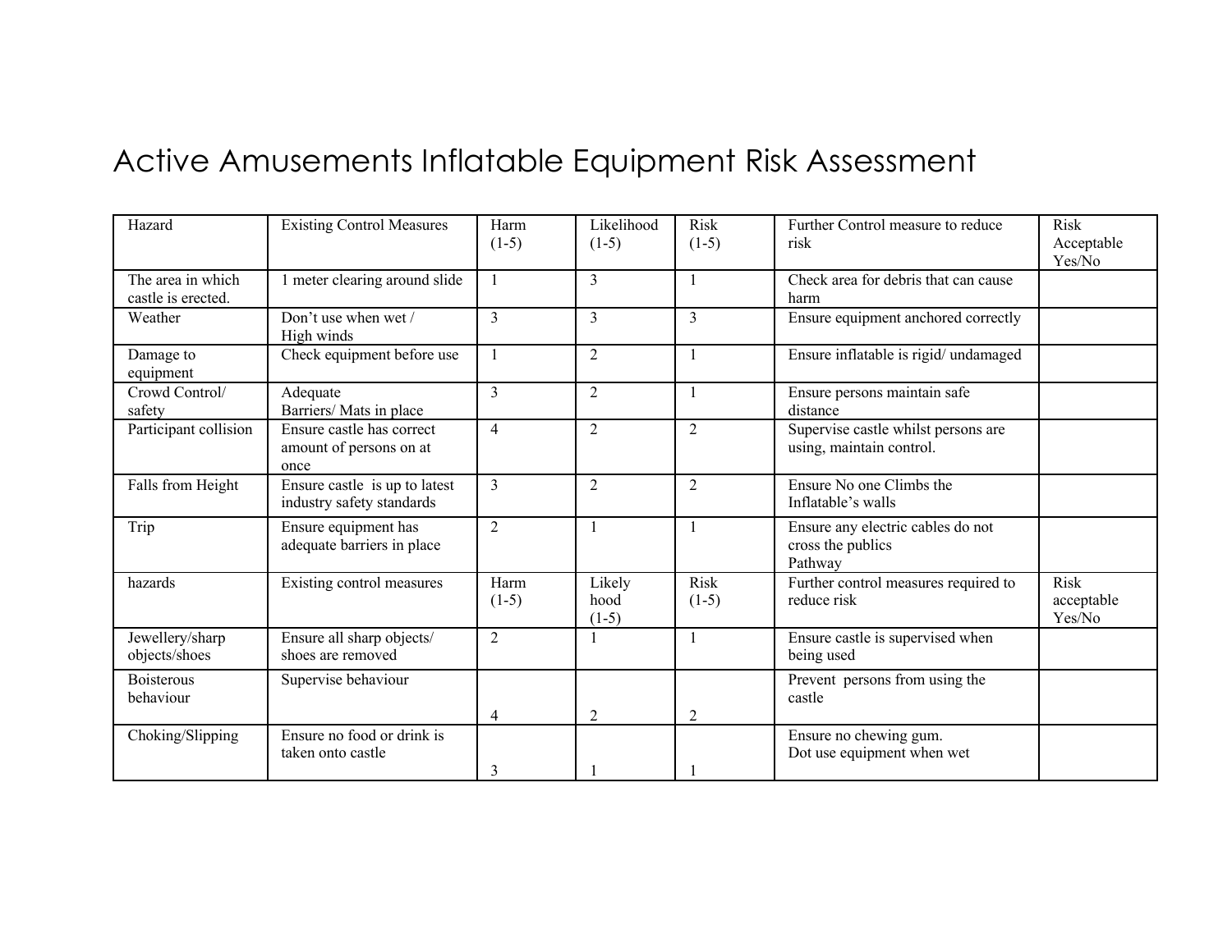# Active Amusements Inflatable Equipment Risk Assessment

| Hazard | Existing Control Measures | Harm (1-5) | Likelihood (1-5) | Risk (1-5) | Further Control measure to reduce risk | Risk Acceptable Yes/No |
|---|---|---|---|---|---|---|
| The area in which castle is erected. | 1 meter clearing around slide | 1 | 3 | 1 | Check area for debris that can cause harm | |
| Weather | Don't use when wet / High winds | 3 | 3 | 3 | Ensure equipment anchored correctly | |
| Damage to equipment | Check equipment before use | 1 | 2 | 1 | Ensure inflatable is rigid/ undamaged | |
| Crowd Control/ safety | Adequate Barriers/ Mats in place | 3 | 2 | 1 | Ensure persons maintain safe distance | |
| Participant collision | Ensure castle has correct amount of persons on at once | 4 | 2 | 2 | Supervise castle whilst persons are using, maintain control. | |
| Falls from Height | Ensure castle is up to latest industry safety standards | 3 | 2 | 2 | Ensure No one Climbs the Inflatable's walls | |
| Trip | Ensure equipment has adequate barriers in place | 2 | 1 | 1 | Ensure any electric cables do not cross the publics Pathway | |
| hazards | Existing control measures | Harm (1-5) | Likely hood (1-5) | Risk (1-5) | Further control measures required to reduce risk | Risk acceptable Yes/No |
| Jewellery/sharp objects/shoes | Ensure all sharp objects/ shoes are removed | 2 | 1 | 1 | Ensure castle is supervised when being used | |
| Boisterous behaviour | Supervise behaviour | 4 | 2 | 2 | Prevent persons from using the castle | |
| Choking/Slipping | Ensure no food or drink is taken onto castle | 3 | 1 | 1 | Ensure no chewing gum. Dot use equipment when wet | |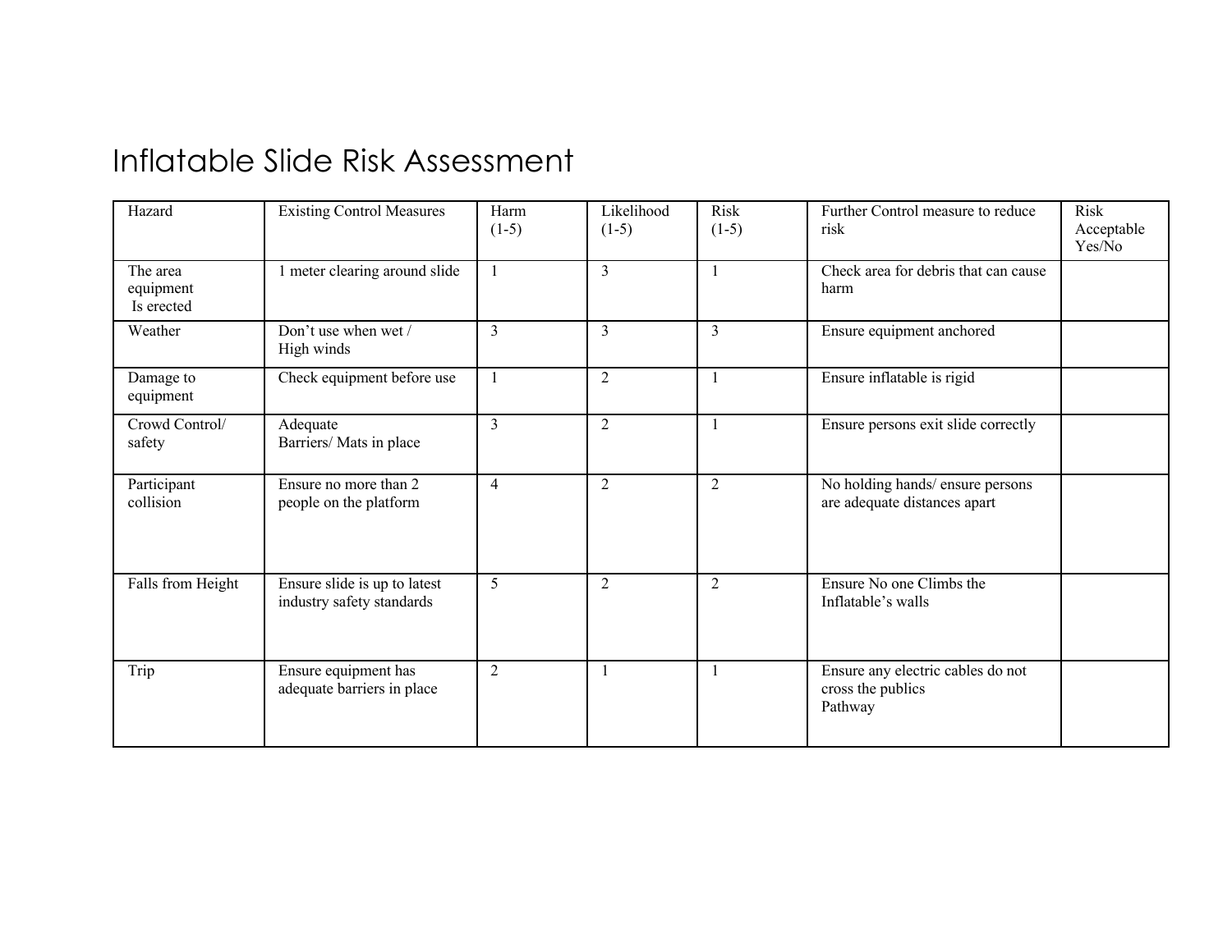# Inflatable Slide Risk Assessment

| Hazard | Existing Control Measures | Harm (1-5) | Likelihood (1-5) | Risk (1-5) | Further Control measure to reduce risk | Risk Acceptable Yes/No |
|---|---|---|---|---|---|---|
| The area equipment Is erected | 1 meter clearing around slide | 1 | 3 | 1 | Check area for debris that can cause harm | |
| Weather | Don't use when wet / High winds | 3 | 3 | 3 | Ensure equipment anchored | |
| Damage to equipment | Check equipment before use | 1 | 2 | 1 | Ensure inflatable is rigid | |
| Crowd Control/ safety | Adequate Barriers/ Mats in place | 3 | 2 | 1 | Ensure persons exit slide correctly | |
| Participant collision | Ensure no more than 2 people on the platform | 4 | 2 | 2 | No holding hands/ ensure persons are adequate distances apart | |
| Falls from Height | Ensure slide is up to latest industry safety standards | 5 | 2 | 2 | Ensure No one Climbs the Inflatable's walls | |
| Trip | Ensure equipment has adequate barriers in place | 2 | 1 | 1 | Ensure any electric cables do not cross the publics Pathway | |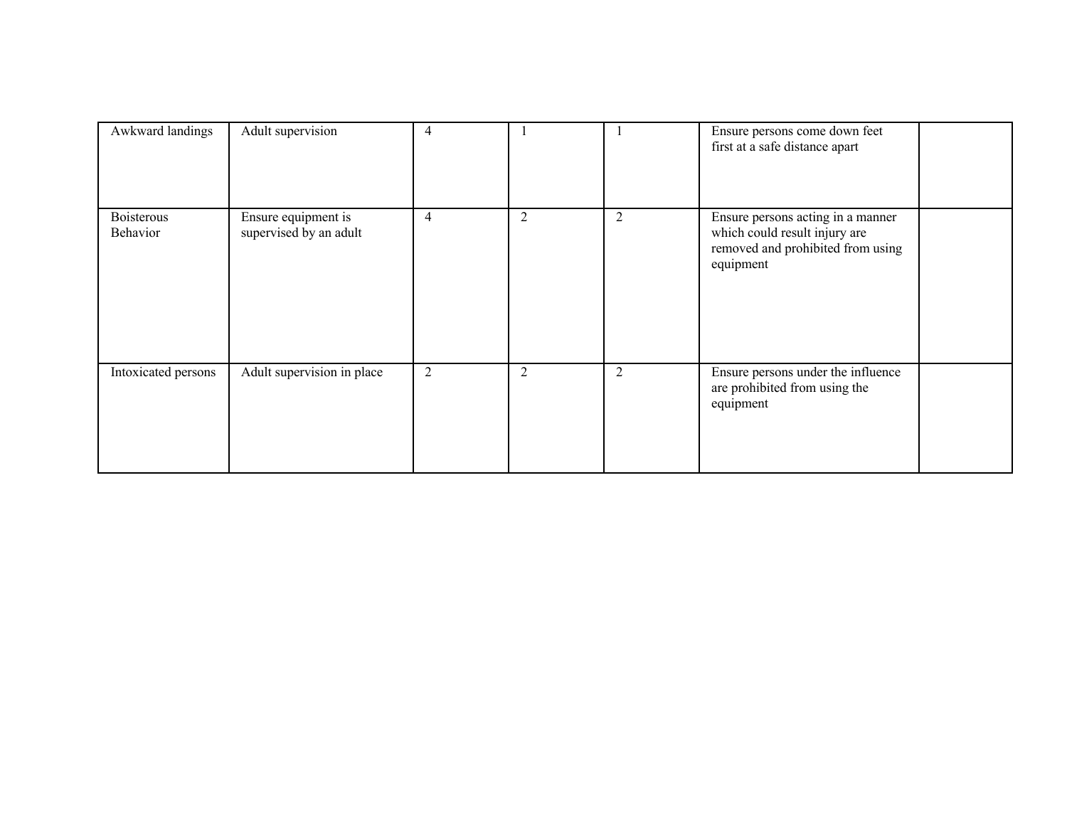| | | | | | | |
|---|---|---|---|---|---|---|
| Awkward landings | Adult supervision | 4 | 1 | 1 | Ensure persons come down feet first at a safe distance apart | |
| Boisterous Behavior | Ensure equipment is supervised by an adult | 4 | 2 | 2 | Ensure persons acting in a manner which could result injury are removed and prohibited from using equipment | |
| Intoxicated persons | Adult supervision in place | 2 | 2 | 2 | Ensure persons under the influence are prohibited from using the equipment | |